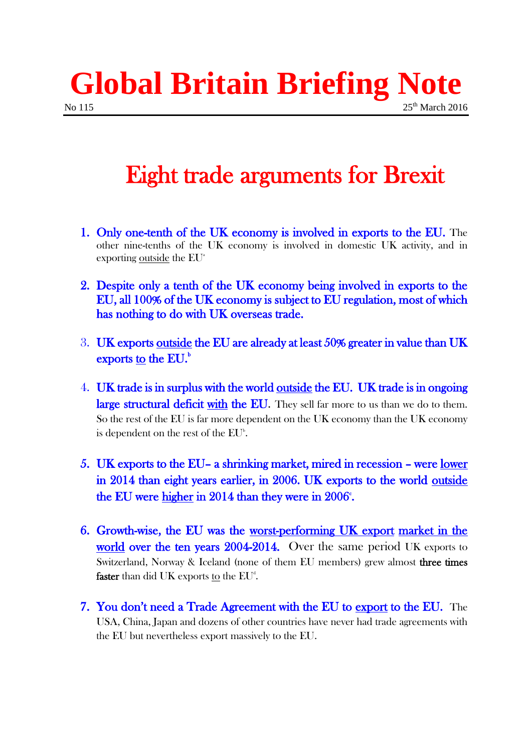# Global Britain Briefing Note

No 115 25th March 2016

## Eight trade arguments for Brexit

1. **Only one-tenth of the UK economy is involved in exports to the EU.** The other nine-tenths of the UK economy is involved in domestic UK activity, and in exporting outside the EU[a]

2. **Despite only a tenth of the UK economy being involved in exports to the EU, all 100% of the UK economy is subject to EU regulation, most of which has nothing to do with UK overseas trade.**

3. **UK exports outside the EU are already at least 50% greater in value than UK exports to the EU.**[b]

4. **UK trade is in surplus with the world outside the EU. UK trade is in ongoing large structural deficit with the EU.** They sell far more to us than we do to them. So the rest of the EU is far more dependent on the UK economy than the UK economy is dependent on the rest of the EU[b].

5. **UK exports to the EU– a shrinking market, mired in recession – were lower in 2014 than eight years earlier, in 2006. UK exports to the world outside the EU were higher in 2014 than they were in 2006[c].**

6. **Growth-wise, the EU was the worst-performing UK export market in the world over the ten years 2004-2014.** Over the same period UK exports to Switzerland, Norway & Iceland (none of them EU members) grew almost three times faster than did UK exports to the EU[d].

7. **You don't need a Trade Agreement with the EU to export to the EU.** The USA, China, Japan and dozens of other countries have never had trade agreements with the EU but nevertheless export massively to the EU.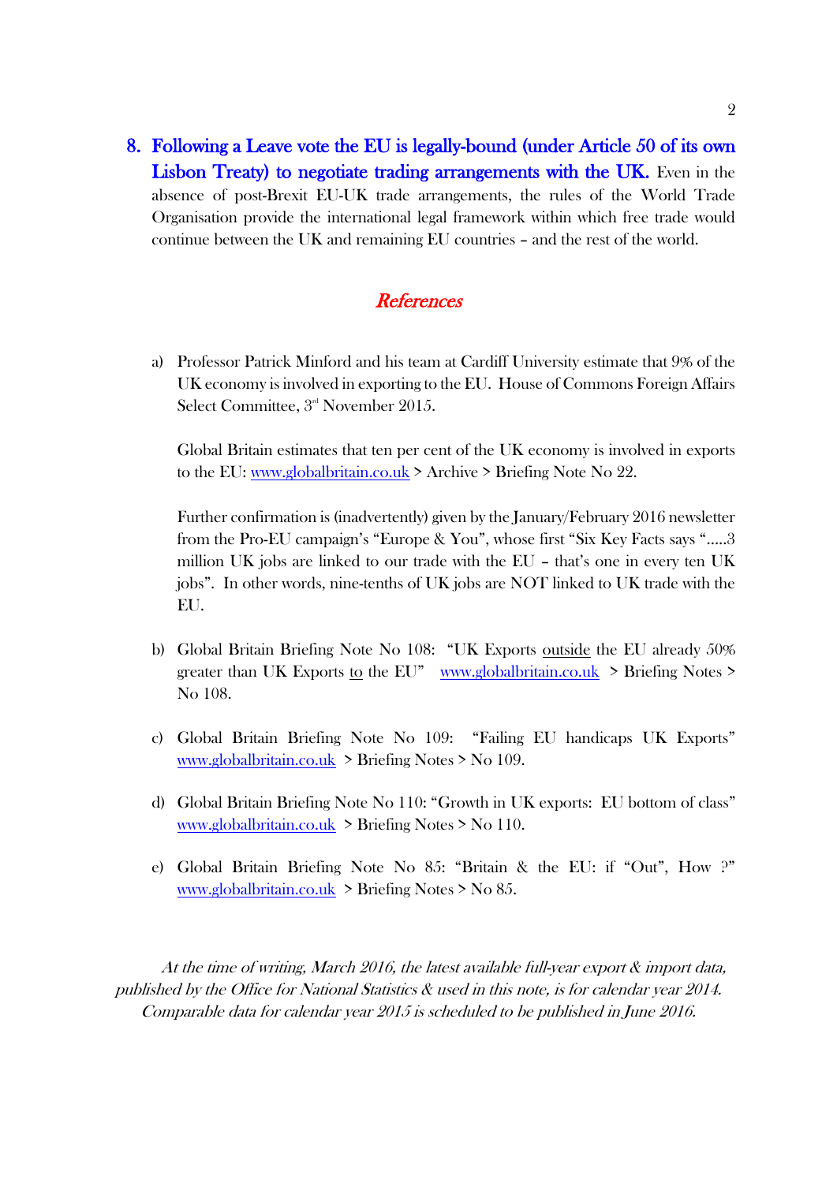8. **Following a Leave vote the EU is legally-bound (under Article 50 of its own Lisbon Treaty) to negotiate trading arrangements with the UK.** Even in the absence of post-Brexit EU-UK trade arrangements, the rules of the World Trade Organisation provide the international legal framework within which free trade would continue between the UK and remaining EU countries – and the rest of the world.

## *References*

a) Professor Patrick Minford and his team at Cardiff University estimate that 9% of the UK economy is involved in exporting to the EU. House of Commons Foreign Affairs Select Committee, 3rd November 2015.

   Global Britain estimates that ten per cent of the UK economy is involved in exports to the EU: www.globalbritain.co.uk > Archive > Briefing Note No 22.

   Further confirmation is (inadvertently) given by the January/February 2016 newsletter from the Pro-EU campaign's "Europe & You", whose first "Six Key Facts says ".....3 million UK jobs are linked to our trade with the EU – that's one in every ten UK jobs". In other words, nine-tenths of UK jobs are NOT linked to UK trade with the EU.

b) Global Britain Briefing Note No 108: "UK Exports outside the EU already 50% greater than UK Exports to the EU" www.globalbritain.co.uk > Briefing Notes > No 108.

c) Global Britain Briefing Note No 109: "Failing EU handicaps UK Exports" www.globalbritain.co.uk > Briefing Notes > No 109.

d) Global Britain Briefing Note No 110: "Growth in UK exports: EU bottom of class" www.globalbritain.co.uk > Briefing Notes > No 110.

e) Global Britain Briefing Note No 85: "Britain & the EU: if "Out", How ?" www.globalbritain.co.uk > Briefing Notes > No 85.

*At the time of writing, March 2016, the latest available full-year export & import data, published by the Office for National Statistics & used in this note, is for calendar year 2014. Comparable data for calendar year 2015 is scheduled to be published in June 2016.*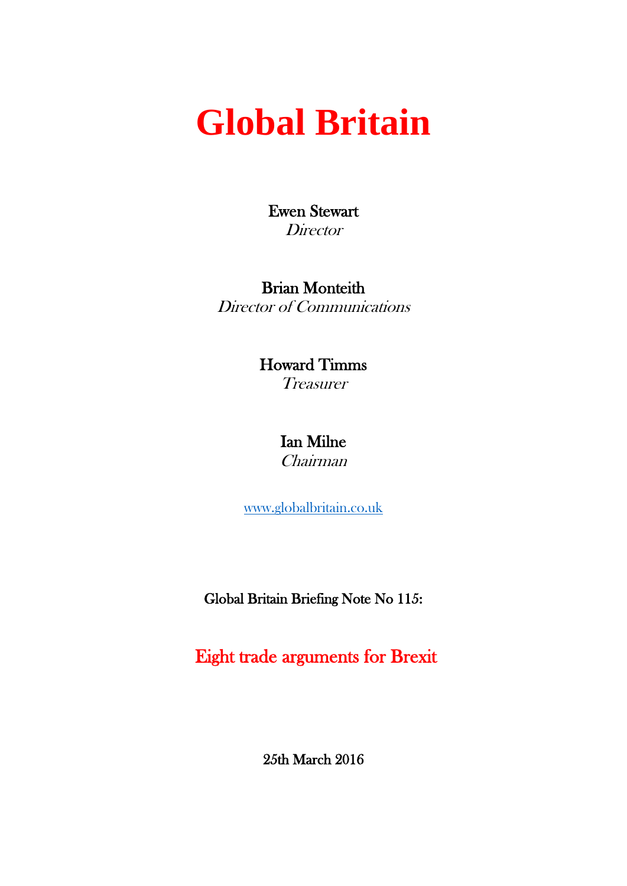# Global Britain

Ewen Stewart
*Director*

Brian Monteith
*Director of Communications*

Howard Timms
*Treasurer*

Ian Milne
*Chairman*

www.globalbritain.co.uk

Global Britain Briefing Note No 115:

## Eight trade arguments for Brexit

25th March 2016